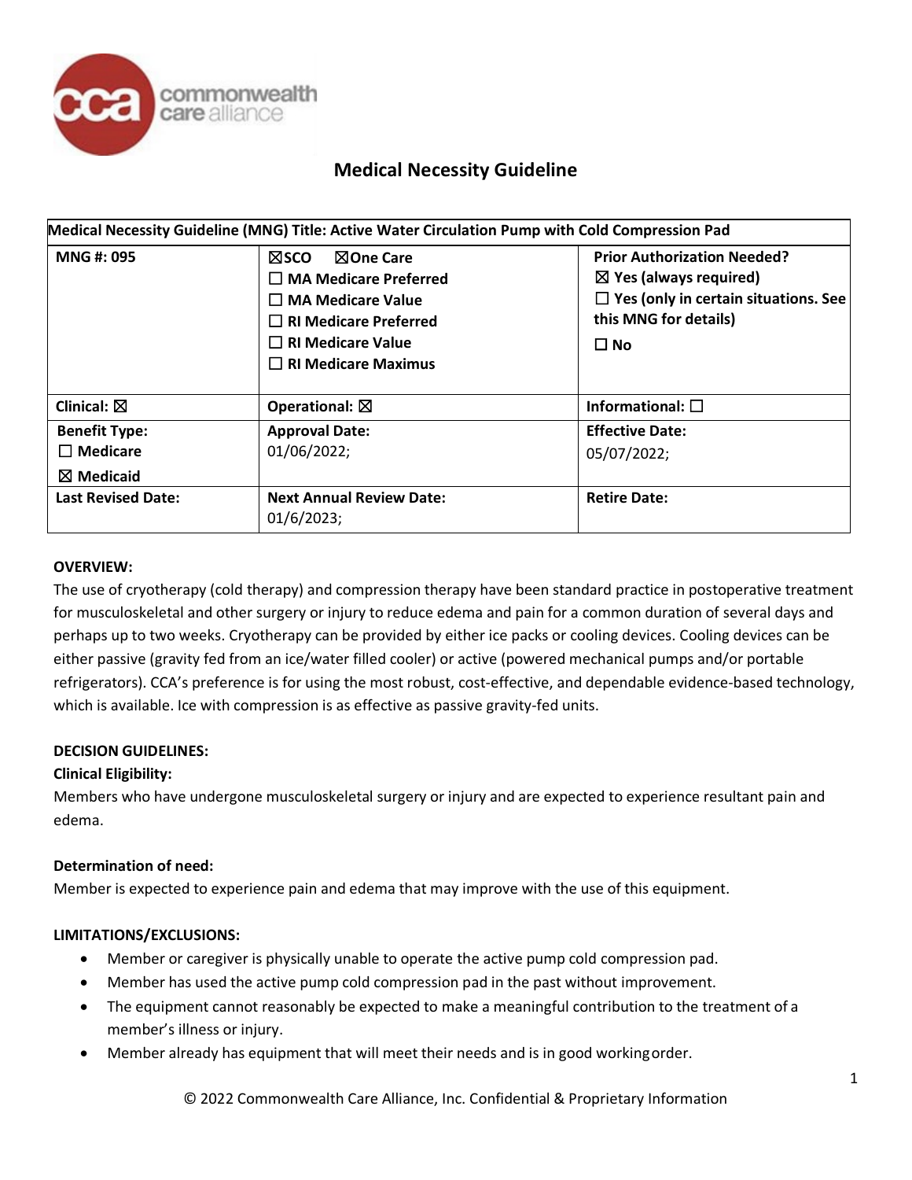# Medical Necessity Guideline

| Medical Necessity Guideline (MNG) Title: Active Water Circulation Pump with Cold Compression Pad | | |
|---|---|---|
| **MNG #: 095** | ☒**SCO** ☒**One Care**<br>☐ **MA Medicare Preferred**<br>☐ **MA Medicare Value**<br>☐ **RI Medicare Preferred**<br>☐ **RI Medicare Value**<br>☐ **RI Medicare Maximus** | **Prior Authorization Needed?**<br>☒ **Yes (always required)**<br>☐ **Yes (only in certain situations. See this MNG for details)**<br>☐ **No** |
| **Clinical:** ☒ | **Operational:** ☒ | **Informational:** ☐ |
| **Benefit Type:**<br>☐ **Medicare**<br>☒ **Medicaid** | **Approval Date:**<br>01/06/2022; | **Effective Date:**<br>05/07/2022; |
| **Last Revised Date:** | **Next Annual Review Date:**<br>01/6/2023; | **Retire Date:** |

**OVERVIEW:**

The use of cryotherapy (cold therapy) and compression therapy have been standard practice in postoperative treatment for musculoskeletal and other surgery or injury to reduce edema and pain for a common duration of several days and perhaps up to two weeks. Cryotherapy can be provided by either ice packs or cooling devices. Cooling devices can be either passive (gravity fed from an ice/water filled cooler) or active (powered mechanical pumps and/or portable refrigerators). CCA's preference is for using the most robust, cost-effective, and dependable evidence-based technology, which is available. Ice with compression is as effective as passive gravity-fed units.

**DECISION GUIDELINES:**

**Clinical Eligibility:**

Members who have undergone musculoskeletal surgery or injury and are expected to experience resultant pain and edema.

**Determination of need:**

Member is expected to experience pain and edema that may improve with the use of this equipment.

**LIMITATIONS/EXCLUSIONS:**

- Member or caregiver is physically unable to operate the active pump cold compression pad.
- Member has used the active pump cold compression pad in the past without improvement.
- The equipment cannot reasonably be expected to make a meaningful contribution to the treatment of a member's illness or injury.
- Member already has equipment that will meet their needs and is in good working order.

© 2022 Commonwealth Care Alliance, Inc. Confidential & Proprietary Information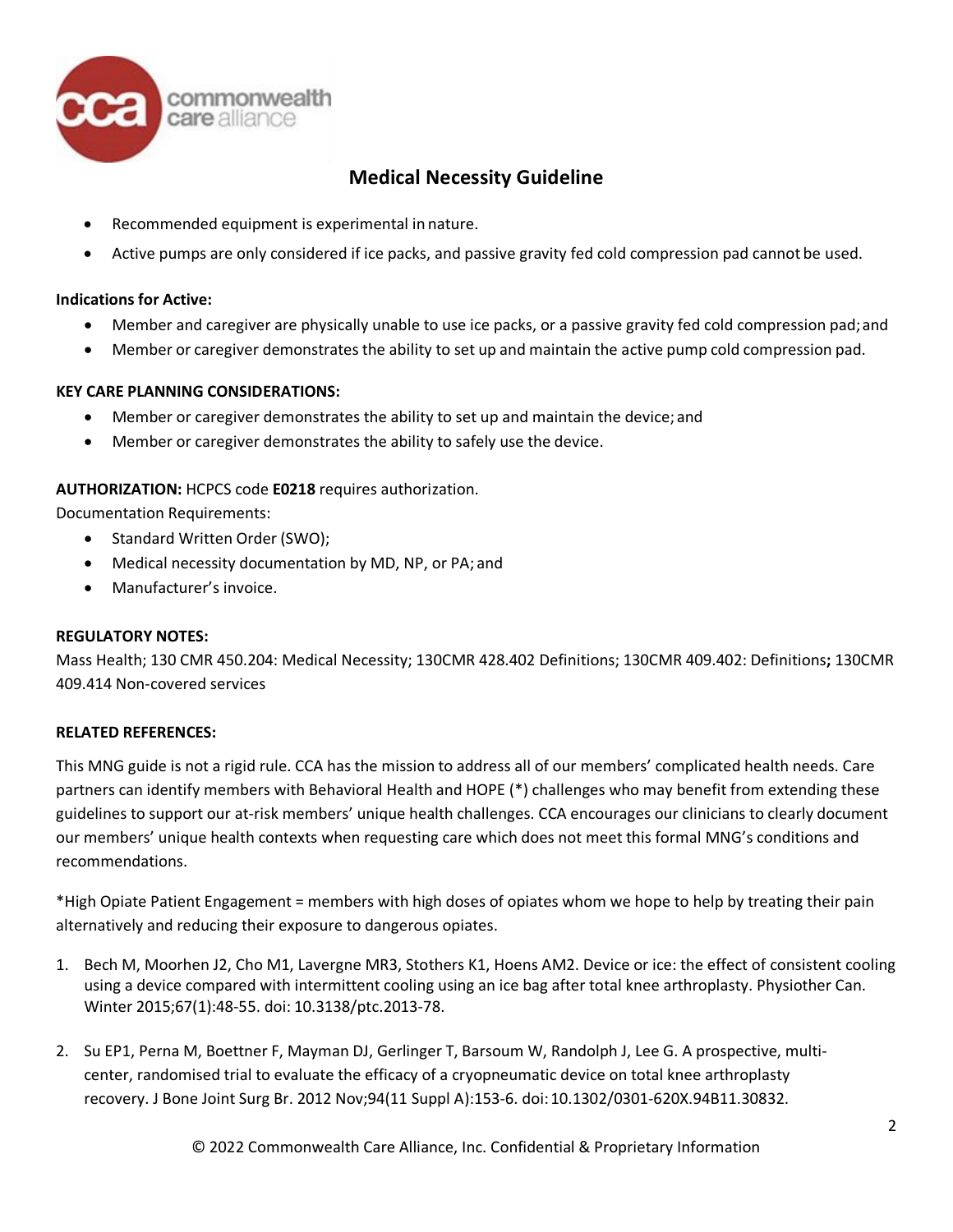## Medical Necessity Guideline

- Recommended equipment is experimental in nature.
- Active pumps are only considered if ice packs, and passive gravity fed cold compression pad cannot be used.

**Indications for Active:**

- Member and caregiver are physically unable to use ice packs, or a passive gravity fed cold compression pad; and
- Member or caregiver demonstrates the ability to set up and maintain the active pump cold compression pad.

**KEY CARE PLANNING CONSIDERATIONS:**

- Member or caregiver demonstrates the ability to set up and maintain the device; and
- Member or caregiver demonstrates the ability to safely use the device.

**AUTHORIZATION:** HCPCS code **E0218** requires authorization.

Documentation Requirements:

- Standard Written Order (SWO);
- Medical necessity documentation by MD, NP, or PA; and
- Manufacturer's invoice.

**REGULATORY NOTES:**

Mass Health; 130 CMR 450.204: Medical Necessity; 130CMR 428.402 Definitions; 130CMR 409.402: Definitions**;** 130CMR 409.414 Non-covered services

**RELATED REFERENCES:**

This MNG guide is not a rigid rule. CCA has the mission to address all of our members' complicated health needs. Care partners can identify members with Behavioral Health and HOPE (*) challenges who may benefit from extending these guidelines to support our at-risk members' unique health challenges. CCA encourages our clinicians to clearly document our members' unique health contexts when requesting care which does not meet this formal MNG's conditions and recommendations.

*High Opiate Patient Engagement = members with high doses of opiates whom we hope to help by treating their pain alternatively and reducing their exposure to dangerous opiates.

1. Bech M, Moorhen J2, Cho M1, Lavergne MR3, Stothers K1, Hoens AM2. Device or ice: the effect of consistent cooling using a device compared with intermittent cooling using an ice bag after total knee arthroplasty. Physiother Can. Winter 2015;67(1):48-55. doi: 10.3138/ptc.2013-78.

2. Su EP1, Perna M, Boettner F, Mayman DJ, Gerlinger T, Barsoum W, Randolph J, Lee G. A prospective, multi-center, randomised trial to evaluate the efficacy of a cryopneumatic device on total knee arthroplasty recovery. J Bone Joint Surg Br. 2012 Nov;94(11 Suppl A):153-6. doi: 10.1302/0301-620X.94B11.30832.

© 2022 Commonwealth Care Alliance, Inc. Confidential & Proprietary Information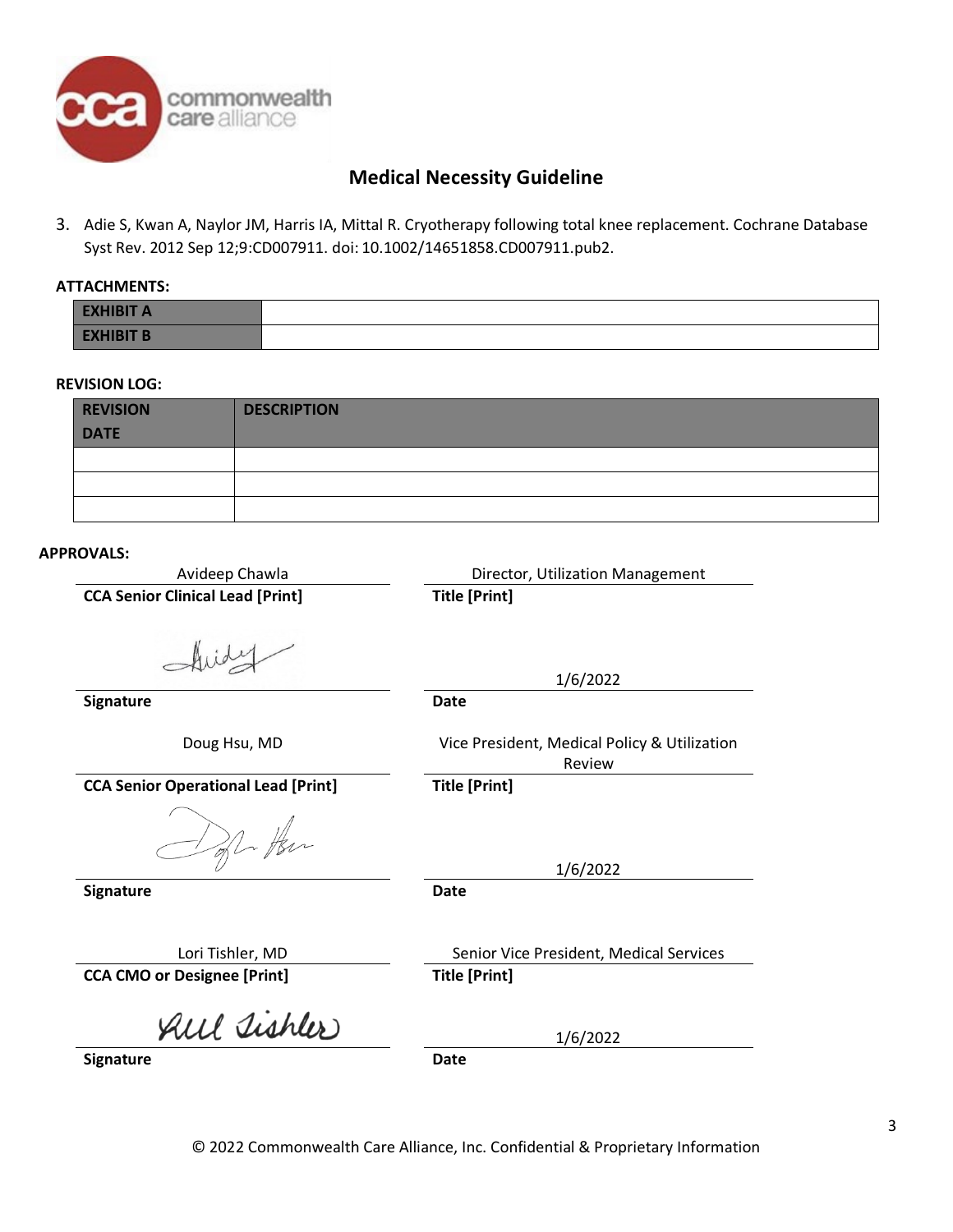## Medical Necessity Guideline

3. Adie S, Kwan A, Naylor JM, Harris IA, Mittal R. Cryotherapy following total knee replacement. Cochrane Database Syst Rev. 2012 Sep 12;9:CD007911. doi: 10.1002/14651858.CD007911.pub2.

**ATTACHMENTS:**

| | |
|---|---|
| **EXHIBIT A** | |
| **EXHIBIT B** | |

**REVISION LOG:**

| REVISION DATE | DESCRIPTION |
|---|---|
| | |
| | |
| | |

**APPROVALS:**

Avideep Chawla
**CCA Senior Clinical Lead [Print]**

Director, Utilization Management
**Title [Print]**

[Signature]
**Signature**

1/6/2022
**Date**

Doug Hsu, MD
**CCA Senior Operational Lead [Print]**

Vice President, Medical Policy & Utilization Review
**Title [Print]**

[Signature]
**Signature**

1/6/2022
**Date**

Lori Tishler, MD
**CCA CMO or Designee [Print]**

Senior Vice President, Medical Services
**Title [Print]**

[Signature]
**Signature**

1/6/2022
**Date**

© 2022 Commonwealth Care Alliance, Inc. Confidential & Proprietary Information